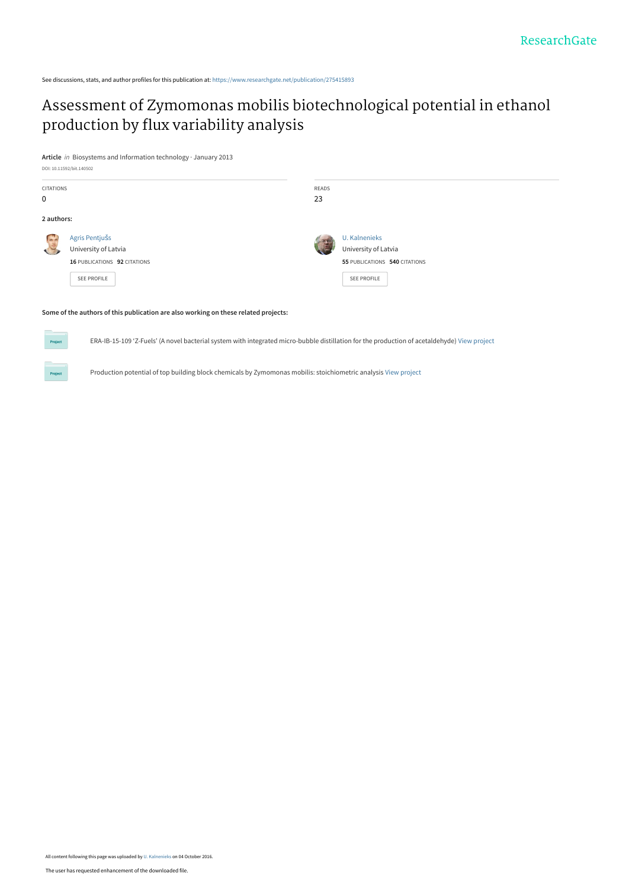See discussions, stats, and author profiles for this publication at: https://www.researchgate.net/publication/275415893

# Assessment of Zymomonas mobilis biotechnological potential in ethanol production by flux variability analysis

**Article** *in* Biosystems and Information technology · January 2013

DOI: 10.11592/bit.140502

| CITATIONS | READS |
| --- | --- |
| 0 | 23 |

**2 authors:**

Agris Pentjušs
University of Latvia
**16** PUBLICATIONS **92** CITATIONS
SEE PROFILE

U. Kalnenieks
University of Latvia
**55** PUBLICATIONS **540** CITATIONS
SEE PROFILE

**Some of the authors of this publication are also working on these related projects:**

ERA-IB-15-109 'Z-Fuels' (A novel bacterial system with integrated micro-bubble distillation for the production of acetaldehyde) View project

Production potential of top building block chemicals by Zymomonas mobilis: stoichiometric analysis View project

All content following this page was uploaded by U. Kalnenieks on 04 October 2016.

The user has requested enhancement of the downloaded file.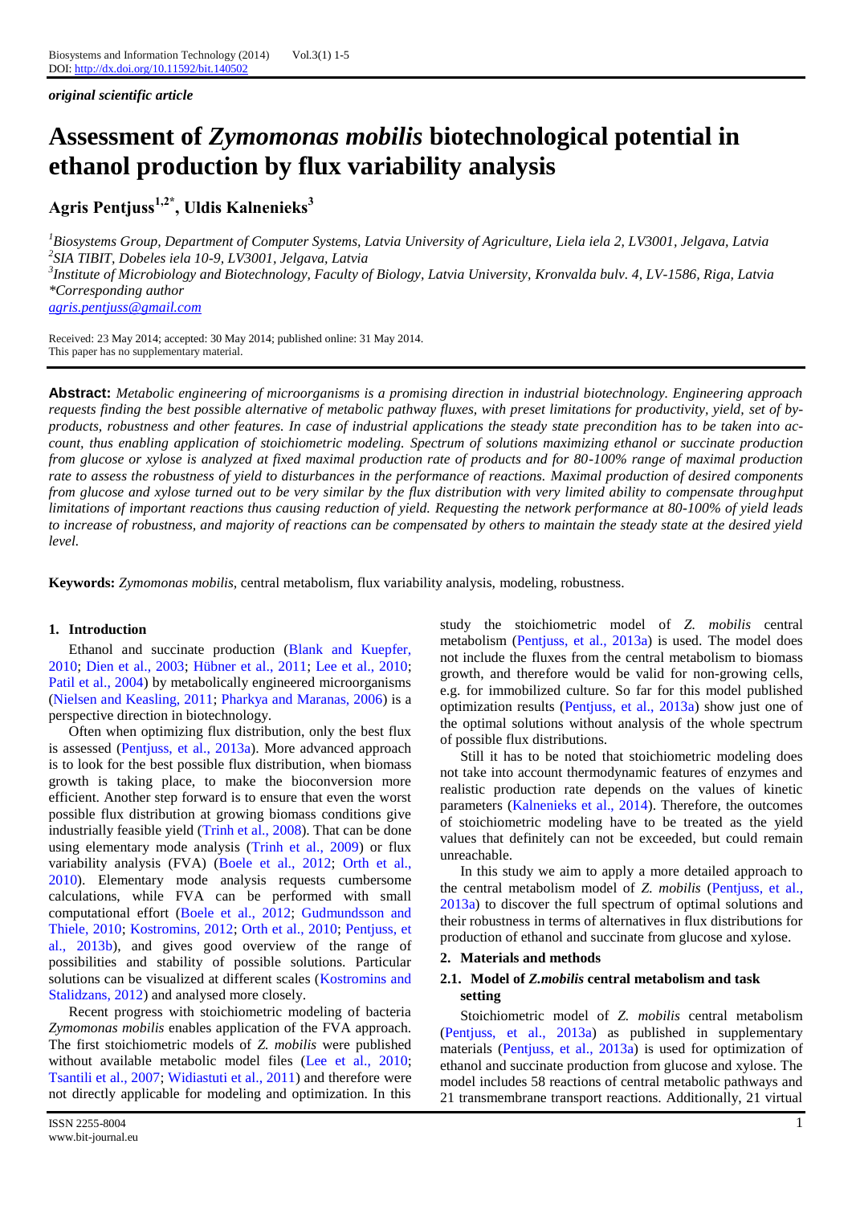*original scientific article*

# Assessment of *Zymomonas mobilis* biotechnological potential in ethanol production by flux variability analysis

**Agris Pentjuss[1,2*], Uldis Kalnenieks[3]**

[1]*Biosystems Group, Department of Computer Systems, Latvia University of Agriculture, Liela iela 2, LV3001, Jelgava, Latvia*
[2]*SIA TIBIT, Dobeles iela 10-9, LV3001, Jelgava, Latvia*
[3]*Institute of Microbiology and Biotechnology, Faculty of Biology, Latvia University, Kronvalda bulv. 4, LV-1586, Riga, Latvia*
*\*Corresponding author*
*agris.pentjuss@gmail.com*

Received: 23 May 2014; accepted: 30 May 2014; published online: 31 May 2014.
This paper has no supplementary material.

**Abstract:** *Metabolic engineering of microorganisms is a promising direction in industrial biotechnology. Engineering approach requests finding the best possible alternative of metabolic pathway fluxes, with preset limitations for productivity, yield, set of by-products, robustness and other features. In case of industrial applications the steady state precondition has to be taken into account, thus enabling application of stoichiometric modeling. Spectrum of solutions maximizing ethanol or succinate production from glucose or xylose is analyzed at fixed maximal production rate of products and for 80-100% range of maximal production rate to assess the robustness of yield to disturbances in the performance of reactions. Maximal production of desired components from glucose and xylose turned out to be very similar by the flux distribution with very limited ability to compensate throughput limitations of important reactions thus causing reduction of yield. Requesting the network performance at 80-100% of yield leads to increase of robustness, and majority of reactions can be compensated by others to maintain the steady state at the desired yield level.*

**Keywords:** *Zymomonas mobilis,* central metabolism, flux variability analysis, modeling, robustness.

## 1. Introduction

Ethanol and succinate production (Blank and Kuepfer, 2010; Dien et al., 2003; Hübner et al., 2011; Lee et al., 2010; Patil et al., 2004) by metabolically engineered microorganisms (Nielsen and Keasling, 2011; Pharkya and Maranas, 2006) is a perspective direction in biotechnology.

Often when optimizing flux distribution, only the best flux is assessed (Pentjuss, et al., 2013a). More advanced approach is to look for the best possible flux distribution, when biomass growth is taking place, to make the bioconversion more efficient. Another step forward is to ensure that even the worst possible flux distribution at growing biomass conditions give industrially feasible yield (Trinh et al., 2008). That can be done using elementary mode analysis (Trinh et al., 2009) or flux variability analysis (FVA) (Boele et al., 2012; Orth et al., 2010). Elementary mode analysis requests cumbersome calculations, while FVA can be performed with small computational effort (Boele et al., 2012; Gudmundsson and Thiele, 2010; Kostromins, 2012; Orth et al., 2010; Pentjuss, et al., 2013b), and gives good overview of the range of possibilities and stability of possible solutions. Particular solutions can be visualized at different scales (Kostromins and Stalidzans, 2012) and analysed more closely.

Recent progress with stoichiometric modeling of bacteria *Zymomonas mobilis* enables application of the FVA approach. The first stoichiometric models of *Z. mobilis* were published without available metabolic model files (Lee et al., 2010; Tsantili et al., 2007; Widiastuti et al., 2011) and therefore were not directly applicable for modeling and optimization. In this study the stoichiometric model of *Z. mobilis* central metabolism (Pentjuss, et al., 2013a) is used. The model does not include the fluxes from the central metabolism to biomass growth, and therefore would be valid for non-growing cells, e.g. for immobilized culture. So far for this model published optimization results (Pentjuss, et al., 2013a) show just one of the optimal solutions without analysis of the whole spectrum of possible flux distributions.

Still it has to be noted that stoichiometric modeling does not take into account thermodynamic features of enzymes and realistic production rate depends on the values of kinetic parameters (Kalnenieks et al., 2014). Therefore, the outcomes of stoichiometric modeling have to be treated as the yield values that definitely can not be exceeded, but could remain unreachable.

In this study we aim to apply a more detailed approach to the central metabolism model of *Z. mobilis* (Pentjuss, et al., 2013a) to discover the full spectrum of optimal solutions and their robustness in terms of alternatives in flux distributions for production of ethanol and succinate from glucose and xylose.

## 2. Materials and methods

### 2.1. Model of *Z.mobilis* central metabolism and task setting

Stoichiometric model of *Z. mobilis* central metabolism (Pentjuss, et al., 2013a) as published in supplementary materials (Pentjuss, et al., 2013a) is used for optimization of ethanol and succinate production from glucose and xylose. The model includes 58 reactions of central metabolic pathways and 21 transmembrane transport reactions. Additionally, 21 virtual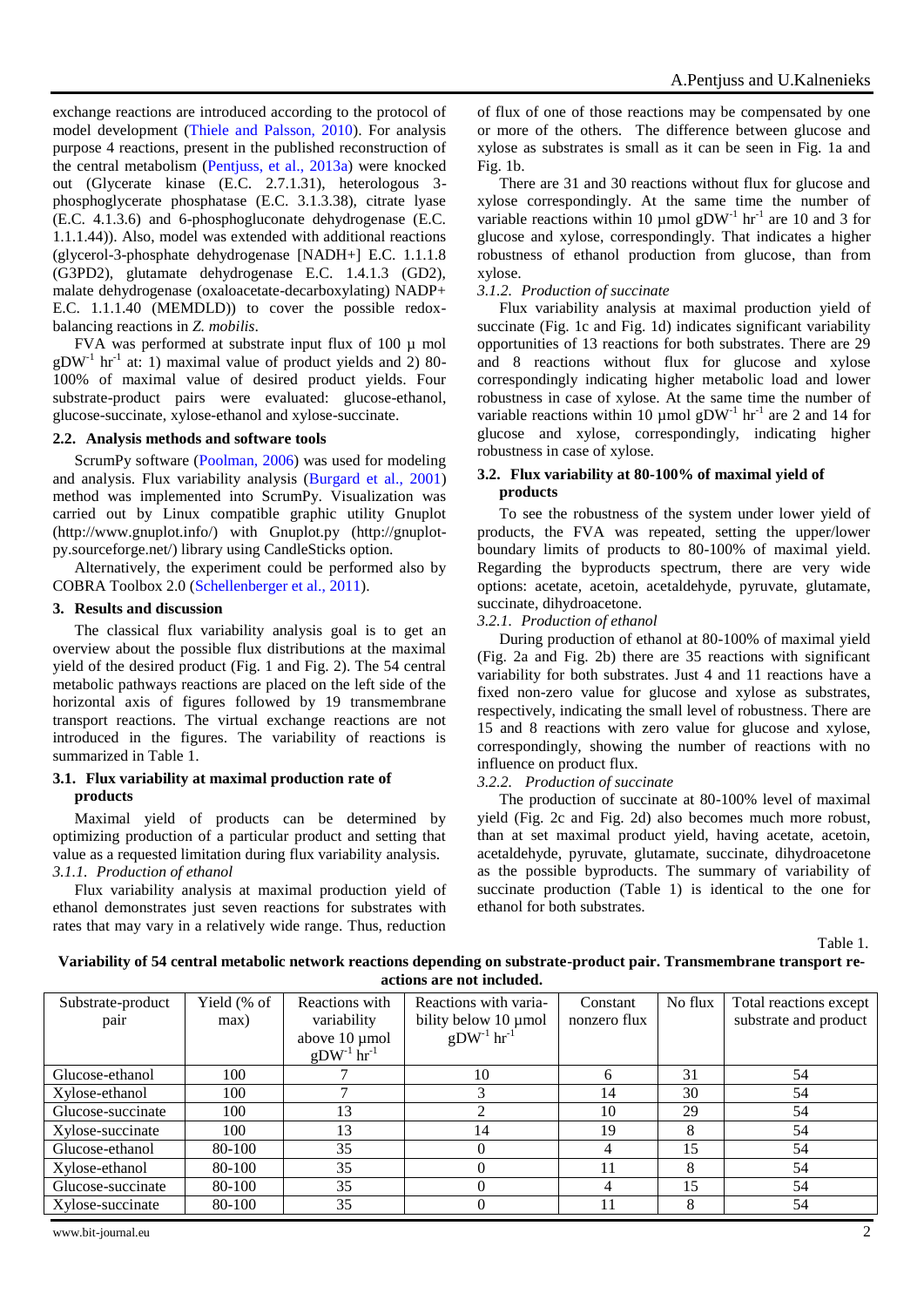exchange reactions are introduced according to the protocol of model development (Thiele and Palsson, 2010). For analysis purpose 4 reactions, present in the published reconstruction of the central metabolism (Pentjuss, et al., 2013a) were knocked out (Glycerate kinase (E.C. 2.7.1.31), heterologous 3-phosphoglycerate phosphatase (E.C. 3.1.3.38), citrate lyase (E.C. 4.1.3.6) and 6-phosphogluconate dehydrogenase (E.C. 1.1.1.44)). Also, model was extended with additional reactions (glycerol-3-phosphate dehydrogenase [NADH+] E.C. 1.1.1.8 (G3PD2), glutamate dehydrogenase E.C. 1.4.1.3 (GD2), malate dehydrogenase (oxaloacetate-decarboxylating) NADP+ E.C. 1.1.1.40 (MEMDLD)) to cover the possible redox-balancing reactions in *Z. mobilis*.

FVA was performed at substrate input flux of 100 µ mol $gDW^{-1}$ $hr^{-1}$ at: 1) maximal value of product yields and 2) 80-100% of maximal value of desired product yields. Four substrate-product pairs were evaluated: glucose-ethanol, glucose-succinate, xylose-ethanol and xylose-succinate.

### 2.2. Analysis methods and software tools

ScrumPy software (Poolman, 2006) was used for modeling and analysis. Flux variability analysis (Burgard et al., 2001) method was implemented into ScrumPy. Visualization was carried out by Linux compatible graphic utility Gnuplot (http://www.gnuplot.info/) with Gnuplot.py (http://gnuplot-py.sourceforge.net/) library using CandleSticks option.

Alternatively, the experiment could be performed also by COBRA Toolbox 2.0 (Schellenberger et al., 2011).

## 3. Results and discussion

The classical flux variability analysis goal is to get an overview about the possible flux distributions at the maximal yield of the desired product (Fig. 1 and Fig. 2). The 54 central metabolic pathways reactions are placed on the left side of the horizontal axis of figures followed by 19 transmembrane transport reactions. The virtual exchange reactions are not introduced in the figures. The variability of reactions is summarized in Table 1.

### 3.1. Flux variability at maximal production rate of products

Maximal yield of products can be determined by optimizing production of a particular product and setting that value as a requested limitation during flux variability analysis.

*3.1.1. Production of ethanol*

Flux variability analysis at maximal production yield of ethanol demonstrates just seven reactions for substrates with rates that may vary in a relatively wide range. Thus, reduction of flux of one of those reactions may be compensated by one or more of the others. The difference between glucose and xylose as substrates is small as it can be seen in Fig. 1a and Fig. 1b.

There are 31 and 30 reactions without flux for glucose and xylose correspondingly. At the same time the number of variable reactions within 10 µmol $gDW^{-1}$ $hr^{-1}$ are 10 and 3 for glucose and xylose, correspondingly. That indicates a higher robustness of ethanol production from glucose, than from xylose.

*3.1.2. Production of succinate*

Flux variability analysis at maximal production yield of succinate (Fig. 1c and Fig. 1d) indicates significant variability opportunities of 13 reactions for both substrates. There are 29 and 8 reactions without flux for glucose and xylose correspondingly indicating higher metabolic load and lower robustness in case of xylose. At the same time the number of variable reactions within 10 µmol $gDW^{-1}$ $hr^{-1}$ are 2 and 14 for glucose and xylose, correspondingly, indicating higher robustness in case of xylose.

### 3.2. Flux variability at 80-100% of maximal yield of products

To see the robustness of the system under lower yield of products, the FVA was repeated, setting the upper/lower boundary limits of products to 80-100% of maximal yield. Regarding the byproducts spectrum, there are very wide options: acetate, acetoin, acetaldehyde, pyruvate, glutamate, succinate, dihydroacetone.

*3.2.1. Production of ethanol*

During production of ethanol at 80-100% of maximal yield (Fig. 2a and Fig. 2b) there are 35 reactions with significant variability for both substrates. Just 4 and 11 reactions have a fixed non-zero value for glucose and xylose as substrates, respectively, indicating the small level of robustness. There are 15 and 8 reactions with zero value for glucose and xylose, correspondingly, showing the number of reactions with no influence on product flux.

*3.2.2. Production of succinate*

The production of succinate at 80-100% level of maximal yield (Fig. 2c and Fig. 2d) also becomes much more robust, than at set maximal product yield, having acetate, acetoin, acetaldehyde, pyruvate, glutamate, succinate, dihydroacetone as the possible byproducts. The summary of variability of succinate production (Table 1) is identical to the one for ethanol for both substrates.

Table 1.

**Variability of 54 central metabolic network reactions depending on substrate-product pair. Transmembrane transport reactions are not included.**

| Substrate-product pair | Yield (% of max) | Reactions with variability above 10 µmol $gDW^{-1}$ $hr^{-1}$ | Reactions with variability below 10 µmol $gDW^{-1}$ $hr^{-1}$ | Constant nonzero flux | No flux | Total reactions except substrate and product |
|---|---|---|---|---|---|---|
| Glucose-ethanol | 100 | 7 | 10 | 6 | 31 | 54 |
| Xylose-ethanol | 100 | 7 | 3 | 14 | 30 | 54 |
| Glucose-succinate | 100 | 13 | 2 | 10 | 29 | 54 |
| Xylose-succinate | 100 | 13 | 14 | 19 | 8 | 54 |
| Glucose-ethanol | 80-100 | 35 | 0 | 4 | 15 | 54 |
| Xylose-ethanol | 80-100 | 35 | 0 | 11 | 8 | 54 |
| Glucose-succinate | 80-100 | 35 | 0 | 4 | 15 | 54 |
| Xylose-succinate | 80-100 | 35 | 0 | 11 | 8 | 54 |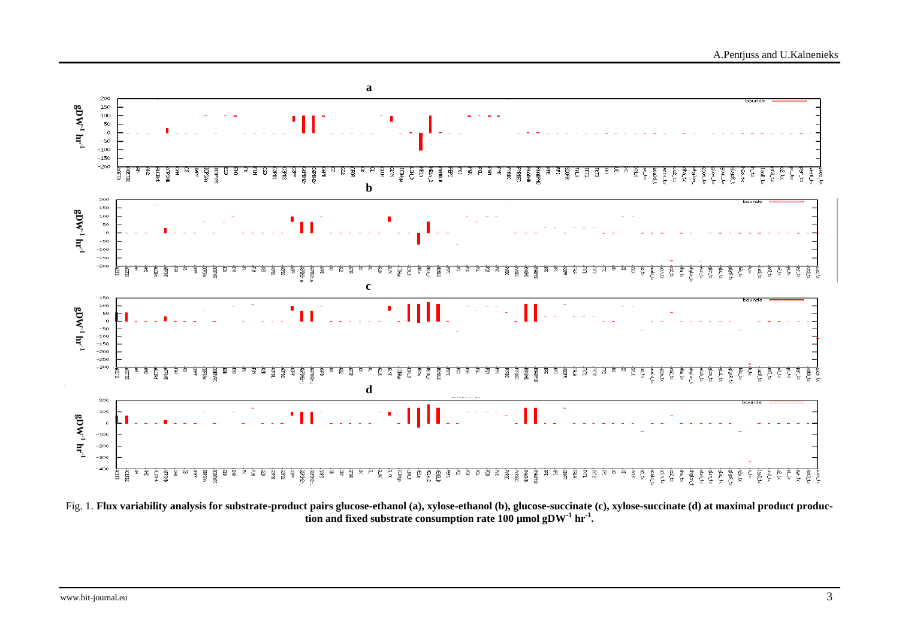Fig. 1. **Flux variability analysis for substrate-product pairs glucose-ethanol (a), xylose-ethanol (b), glucose-succinate (c), xylose-succinate (d) at maximal product production and fixed substrate consumption rate 100 µmol gDW$^{-1}$ hr$^{-1}$.**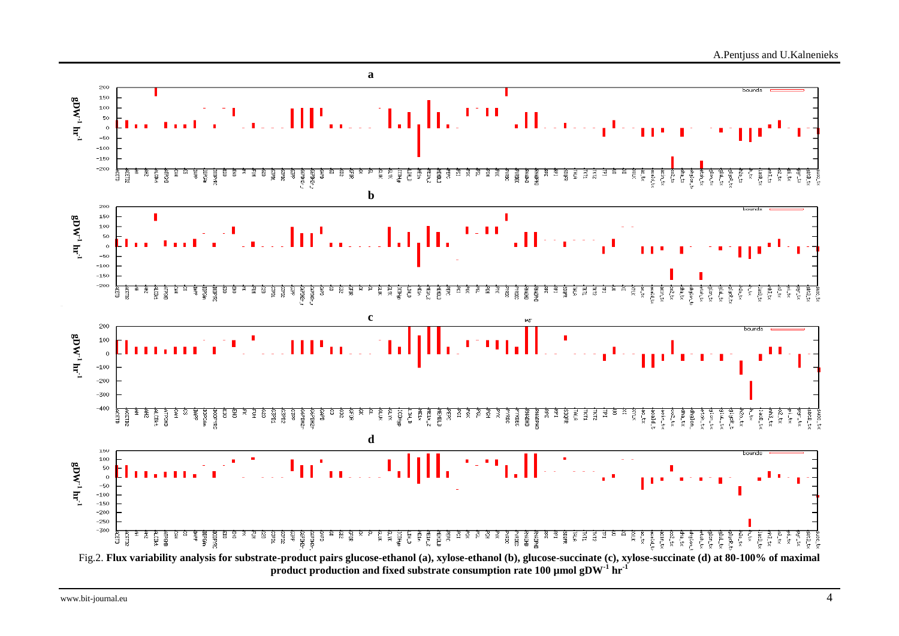**a**

**b**

**c**

**d**

Fig.2. **Flux variability analysis for substrate-product pairs glucose-ethanol (a), xylose-ethanol (b), glucose-succinate (c), xylose-succinate (d) at 80-100% of maximal product production and fixed substrate consumption rate 100 μmol gDW$^{-1}$ hr$^{-1}$**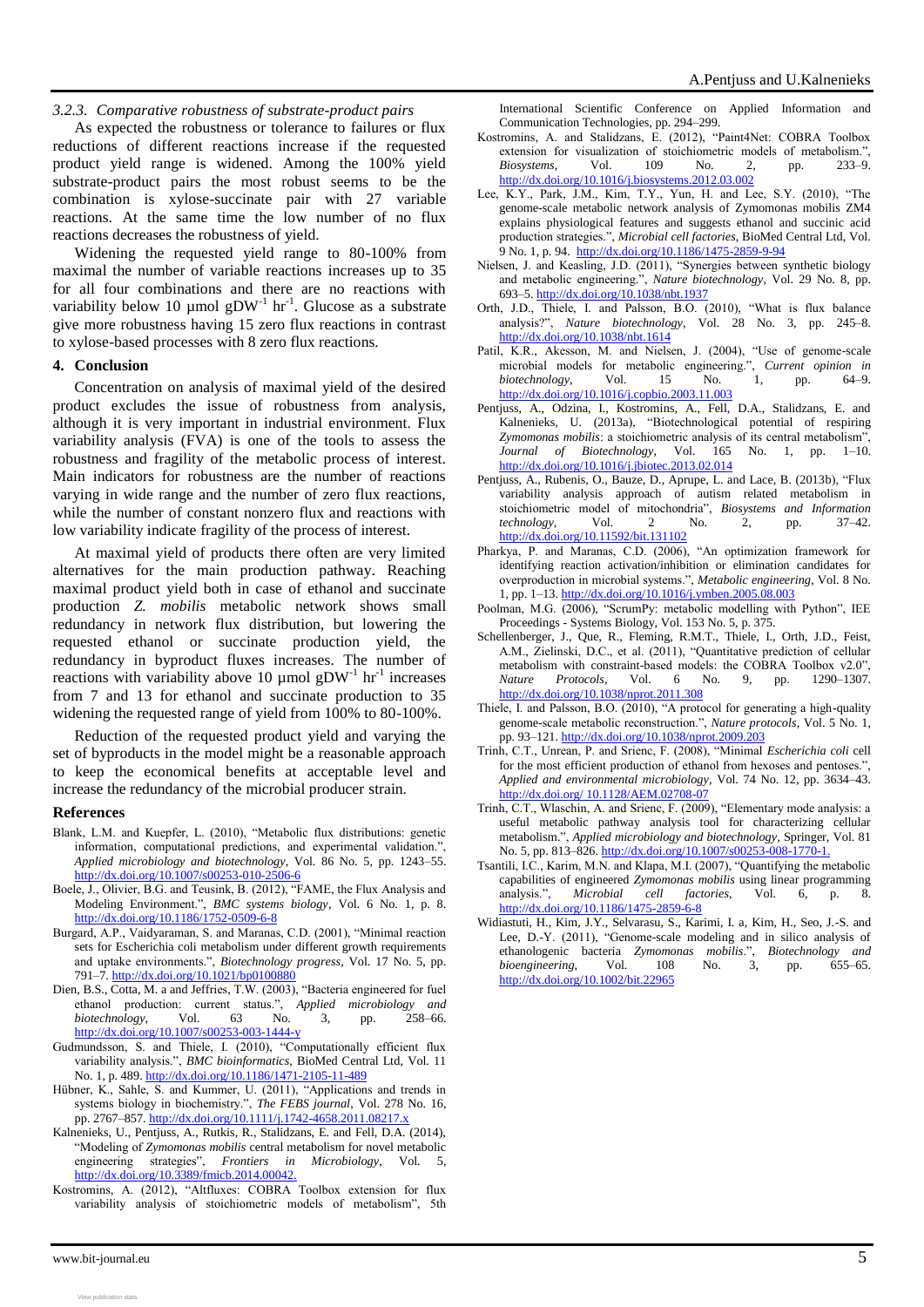### 3.2.3. *Comparative robustness of substrate-product pairs*

As expected the robustness or tolerance to failures or flux reductions of different reactions increase if the requested product yield range is widened. Among the 100% yield substrate-product pairs the most robust seems to be the combination is xylose-succinate pair with 27 variable reactions. At the same time the low number of no flux reactions decreases the robustness of yield.

Widening the requested yield range to 80-100% from maximal the number of variable reactions increases up to 35 for all four combinations and there are no reactions with variability below 10 µmol $gDW^{-1}$ $hr^{-1}$. Glucose as a substrate give more robustness having 15 zero flux reactions in contrast to xylose-based processes with 8 zero flux reactions.

## 4. Conclusion

Concentration on analysis of maximal yield of the desired product excludes the issue of robustness from analysis, although it is very important in industrial environment. Flux variability analysis (FVA) is one of the tools to assess the robustness and fragility of the metabolic process of interest. Main indicators for robustness are the number of reactions varying in wide range and the number of zero flux reactions, while the number of constant nonzero flux and reactions with low variability indicate fragility of the process of interest.

At maximal yield of products there often are very limited alternatives for the main production pathway. Reaching maximal product yield both in case of ethanol and succinate production *Z. mobilis* metabolic network shows small redundancy in network flux distribution, but lowering the requested ethanol or succinate production yield, the redundancy in byproduct fluxes increases. The number of reactions with variability above 10 µmol $gDW^{-1}$ $hr^{-1}$ increases from 7 and 13 for ethanol and succinate production to 35 widening the requested range of yield from 100% to 80-100%.

Reduction of the requested product yield and varying the set of byproducts in the model might be a reasonable approach to keep the economical benefits at acceptable level and increase the redundancy of the microbial producer strain.

## References

Blank, L.M. and Kuepfer, L. (2010), "Metabolic flux distributions: genetic information, computational predictions, and experimental validation.", *Applied microbiology and biotechnology*, Vol. 86 No. 5, pp. 1243–55. http://dx.doi.org/10.1007/s00253-010-2506-6

Boele, J., Olivier, B.G. and Teusink, B. (2012), "FAME, the Flux Analysis and Modeling Environment.", *BMC systems biology*, Vol. 6 No. 1, p. 8. http://dx.doi.org/10.1186/1752-0509-6-8

Burgard, A.P., Vaidyaraman, S. and Maranas, C.D. (2001), "Minimal reaction sets for Escherichia coli metabolism under different growth requirements and uptake environments.", *Biotechnology progress*, Vol. 17 No. 5, pp. 791–7. http://dx.doi.org/10.1021/bp0100880

Dien, B.S., Cotta, M. a and Jeffries, T.W. (2003), "Bacteria engineered for fuel ethanol production: current status.", *Applied microbiology and biotechnology*, Vol. 63 No. 3, pp. 258–66. http://dx.doi.org/10.1007/s00253-003-1444-y

Gudmundsson, S. and Thiele, I. (2010), "Computationally efficient flux variability analysis.", *BMC bioinformatics*, BioMed Central Ltd, Vol. 11 No. 1, p. 489. http://dx.doi.org/10.1186/1471-2105-11-489

Hübner, K., Sahle, S. and Kummer, U. (2011), "Applications and trends in systems biology in biochemistry.", *The FEBS journal*, Vol. 278 No. 16, pp. 2767–857. http://dx.doi.org/10.1111/j.1742-4658.2011.08217.x

Kalnenieks, U., Pentjuss, A., Rutkis, R., Stalidzans, E. and Fell, D.A. (2014), "Modeling of *Zymomonas mobilis* central metabolism for novel metabolic engineering strategies", *Frontiers in Microbiology*, Vol. 5, http://dx.doi.org/10.3389/fmicb.2014.00042.

Kostromins, A. (2012), "Altfluxes: COBRA Toolbox extension for flux variability analysis of stoichiometric models of metabolism", 5th International Scientific Conference on Applied Information and Communication Technologies, pp. 294–299.

Kostromins, A. and Stalidzans, E. (2012), "Paint4Net: COBRA Toolbox extension for visualization of stoichiometric models of metabolism.", *Biosystems*, Vol. 109 No. 2, pp. 233–9. http://dx.doi.org/10.1016/j.biosystems.2012.03.002

Lee, K.Y., Park, J.M., Kim, T.Y., Yun, H. and Lee, S.Y. (2010), "The genome-scale metabolic network analysis of Zymomonas mobilis ZM4 explains physiological features and suggests ethanol and succinic acid production strategies.", *Microbial cell factories*, BioMed Central Ltd, Vol. 9 No. 1, p. 94. http://dx.doi.org/10.1186/1475-2859-9-94

Nielsen, J. and Keasling, J.D. (2011), "Synergies between synthetic biology and metabolic engineering.", *Nature biotechnology*, Vol. 29 No. 8, pp. 693–5. http://dx.doi.org/10.1038/nbt.1937

Orth, J.D., Thiele, I. and Palsson, B.O. (2010), "What is flux balance analysis?", *Nature biotechnology*, Vol. 28 No. 3, pp. 245–8. http://dx.doi.org/10.1038/nbt.1614

Patil, K.R., Akesson, M. and Nielsen, J. (2004), "Use of genome-scale microbial models for metabolic engineering.", *Current opinion in biotechnology*, Vol. 15 No. 1, pp. 64–9. http://dx.doi.org/10.1016/j.copbio.2003.11.003

Pentjuss, A., Odzina, I., Kostromins, A., Fell, D.A., Stalidzans, E. and Kalnenieks, U. (2013a), "Biotechnological potential of respiring *Zymomonas mobilis*: a stoichiometric analysis of its central metabolism", *Journal of Biotechnology*, Vol. 165 No. 1, pp. 1–10. http://dx.doi.org/10.1016/j.jbiotec.2013.02.014

Pentjuss, A., Rubenis, O., Bauze, D., Aprupe, L. and Lace, B. (2013b), "Flux variability analysis approach of autism related metabolism in stoichiometric model of mitochondria", *Biosystems and Information technology*, Vol. 2 No. 2, pp. 37–42. http://dx.doi.org/10.11592/bit.131102

Pharkya, P. and Maranas, C.D. (2006), "An optimization framework for identifying reaction activation/inhibition or elimination candidates for overproduction in microbial systems.", *Metabolic engineering*, Vol. 8 No. 1, pp. 1–13. http://dx.doi.org/10.1016/j.ymben.2005.08.003

Poolman, M.G. (2006), "ScrumPy: metabolic modelling with Python", IEE Proceedings - Systems Biology, Vol. 153 No. 5, p. 375.

Schellenberger, J., Que, R., Fleming, R.M.T., Thiele, I., Orth, J.D., Feist, A.M., Zielinski, D.C., et al. (2011), "Quantitative prediction of cellular metabolism with constraint-based models: the COBRA Toolbox v2.0", *Nature Protocols*, Vol. 6 No. 9, pp. 1290–1307. http://dx.doi.org/10.1038/nprot.2011.308

Thiele, I. and Palsson, B.O. (2010), "A protocol for generating a high-quality genome-scale metabolic reconstruction.", *Nature protocols*, Vol. 5 No. 1, pp. 93–121. http://dx.doi.org/10.1038/nprot.2009.203

Trinh, C.T., Unrean, P. and Srienc, F. (2008), "Minimal *Escherichia coli* cell for the most efficient production of ethanol from hexoses and pentoses.", *Applied and environmental microbiology*, Vol. 74 No. 12, pp. 3634–43. http://dx.doi.org/ 10.1128/AEM.02708-07

Trinh, C.T., Wlaschin, A. and Srienc, F. (2009), "Elementary mode analysis: a useful metabolic pathway analysis tool for characterizing cellular metabolism.", *Applied microbiology and biotechnology*, Springer, Vol. 81 No. 5, pp. 813–826. http://dx.doi.org/10.1007/s00253-008-1770-1.

Tsantili, I.C., Karim, M.N. and Klapa, M.I. (2007), "Quantifying the metabolic capabilities of engineered *Zymomonas mobilis* using linear programming analysis.", *Microbial cell factories*, Vol. 6, p. 8. http://dx.doi.org/10.1186/1475-2859-6-8

Widiastuti, H., Kim, J.Y., Selvarasu, S., Karimi, I. a, Kim, H., Seo, J.-S. and Lee, D.-Y. (2011), "Genome-scale modeling and in silico analysis of ethanologenic bacteria *Zymomonas mobilis*.", *Biotechnology and bioengineering*, Vol. 108 No. 3, pp. 655–65. http://dx.doi.org/10.1002/bit.22965